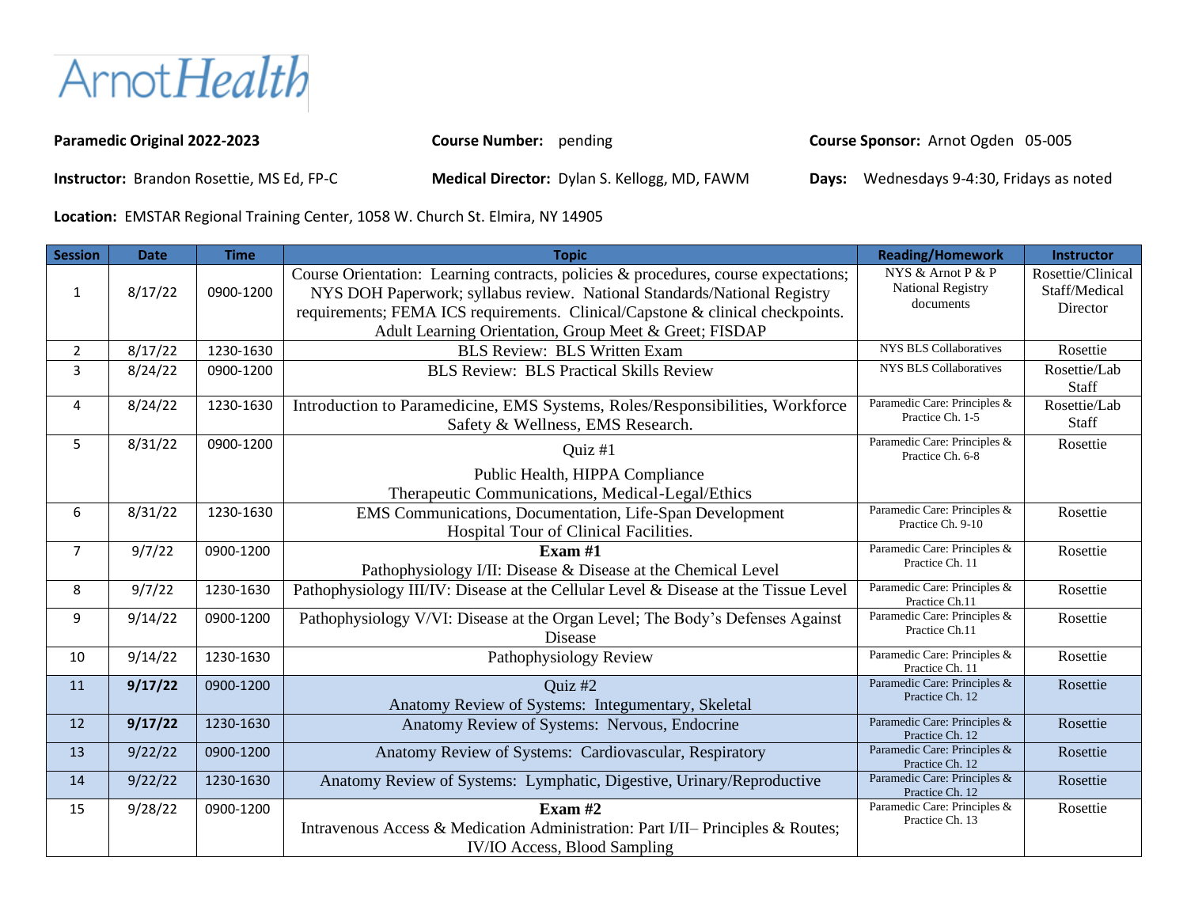ArnotHealth

**Paramedic Original 2022-2023** **Course Number:** pending **Course Sponsor:** Arnot Ogden 05-005

**Instructor:** Brandon Rosettie, MS Ed, FP-C **Medical Director:** Dylan S. Kellogg, MD, FAWM **Days:** Wednesdays 9-4:30, Fridays as noted

**Location:** EMSTAR Regional Training Center, 1058 W. Church St. Elmira, NY 14905

| Session | Date | Time | Topic | Reading/Homework | Instructor |
|---|---|---|---|---|---|
| 1 | 8/17/22 | 0900-1200 | Course Orientation: Learning contracts, policies & procedures, course expectations; NYS DOH Paperwork; syllabus review. National Standards/National Registry requirements; FEMA ICS requirements. Clinical/Capstone & clinical checkpoints. Adult Learning Orientation, Group Meet & Greet; FISDAP | NYS & Arnot P & P National Registry documents | Rosettie/Clinical Staff/Medical Director |
| 2 | 8/17/22 | 1230-1630 | BLS Review: BLS Written Exam | NYS BLS Collaboratives | Rosettie |
| 3 | 8/24/22 | 0900-1200 | BLS Review: BLS Practical Skills Review | NYS BLS Collaboratives | Rosettie/Lab Staff |
| 4 | 8/24/22 | 1230-1630 | Introduction to Paramedicine, EMS Systems, Roles/Responsibilities, Workforce Safety & Wellness, EMS Research. | Paramedic Care: Principles & Practice Ch. 1-5 | Rosettie/Lab Staff |
| 5 | 8/31/22 | 0900-1200 | Quiz #1<br>Public Health, HIPPA Compliance<br>Therapeutic Communications, Medical-Legal/Ethics | Paramedic Care: Principles & Practice Ch. 6-8 | Rosettie |
| 6 | 8/31/22 | 1230-1630 | EMS Communications, Documentation, Life-Span Development<br>Hospital Tour of Clinical Facilities. | Paramedic Care: Principles & Practice Ch. 9-10 | Rosettie |
| 7 | 9/7/22 | 0900-1200 | **Exam #1**<br>Pathophysiology I/II: Disease & Disease at the Chemical Level | Paramedic Care: Principles & Practice Ch. 11 | Rosettie |
| 8 | 9/7/22 | 1230-1630 | Pathophysiology III/IV: Disease at the Cellular Level & Disease at the Tissue Level | Paramedic Care: Principles & Practice Ch.11 | Rosettie |
| 9 | 9/14/22 | 0900-1200 | Pathophysiology V/VI: Disease at the Organ Level; The Body's Defenses Against Disease | Paramedic Care: Principles & Practice Ch.11 | Rosettie |
| 10 | 9/14/22 | 1230-1630 | Pathophysiology Review | Paramedic Care: Principles & Practice Ch. 11 | Rosettie |
| 11 | **9/17/22** | 0900-1200 | Quiz #2<br>Anatomy Review of Systems: Integumentary, Skeletal | Paramedic Care: Principles & Practice Ch. 12 | Rosettie |
| 12 | **9/17/22** | 1230-1630 | Anatomy Review of Systems: Nervous, Endocrine | Paramedic Care: Principles & Practice Ch. 12 | Rosettie |
| 13 | 9/22/22 | 0900-1200 | Anatomy Review of Systems: Cardiovascular, Respiratory | Paramedic Care: Principles & Practice Ch. 12 | Rosettie |
| 14 | 9/22/22 | 1230-1630 | Anatomy Review of Systems: Lymphatic, Digestive, Urinary/Reproductive | Paramedic Care: Principles & Practice Ch. 12 | Rosettie |
| 15 | 9/28/22 | 0900-1200 | **Exam #2**<br>Intravenous Access & Medication Administration: Part I/II– Principles & Routes; IV/IO Access, Blood Sampling | Paramedic Care: Principles & Practice Ch. 13 | Rosettie |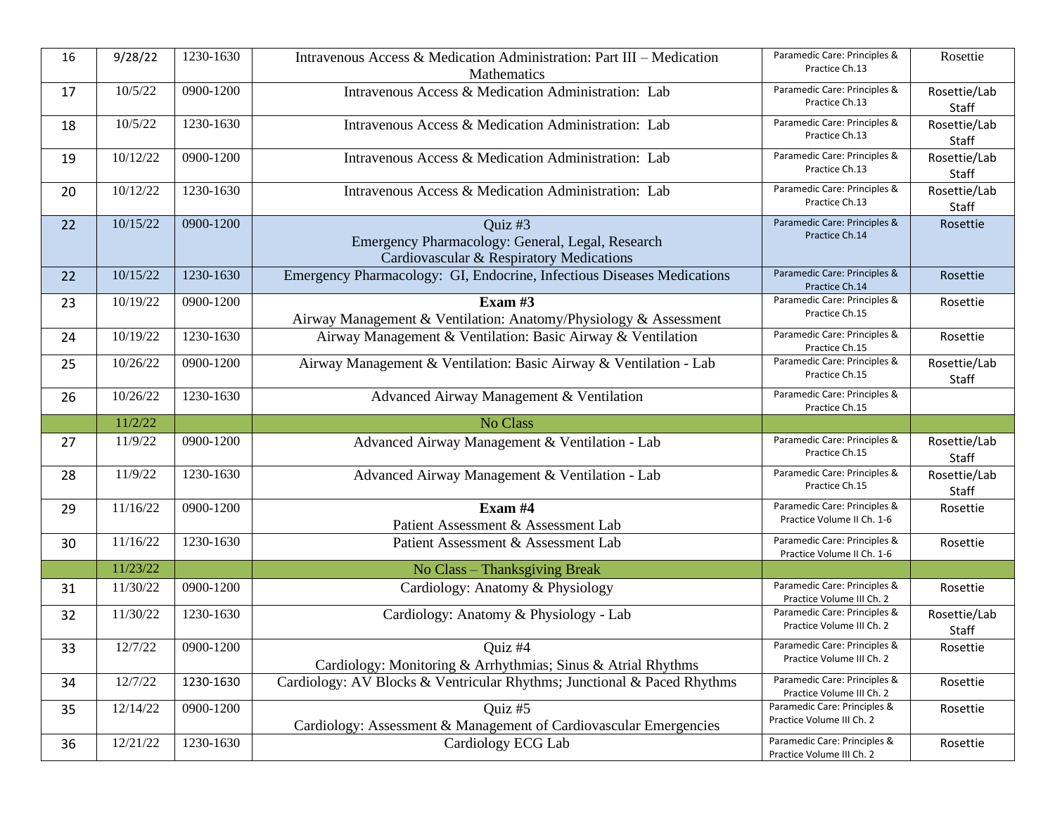| 16 | 9/28/22 | 1230-1630 | Intravenous Access & Medication Administration: Part III – Medication Mathematics | Paramedic Care: Principles & Practice Ch.13 | Rosettie |
|---|---|---|---|---|---|
| 17 | 10/5/22 | 0900-1200 | Intravenous Access & Medication Administration: Lab | Paramedic Care: Principles & Practice Ch.13 | Rosettie/Lab Staff |
| 18 | 10/5/22 | 1230-1630 | Intravenous Access & Medication Administration: Lab | Paramedic Care: Principles & Practice Ch.13 | Rosettie/Lab Staff |
| 19 | 10/12/22 | 0900-1200 | Intravenous Access & Medication Administration: Lab | Paramedic Care: Principles & Practice Ch.13 | Rosettie/Lab Staff |
| 20 | 10/12/22 | 1230-1630 | Intravenous Access & Medication Administration: Lab | Paramedic Care: Principles & Practice Ch.13 | Rosettie/Lab Staff |
| 22 | 10/15/22 | 0900-1200 | Quiz #3<br>Emergency Pharmacology: General, Legal, Research<br>Cardiovascular & Respiratory Medications | Paramedic Care: Principles & Practice Ch.14 | Rosettie |
| 22 | 10/15/22 | 1230-1630 | Emergency Pharmacology: GI, Endocrine, Infectious Diseases Medications | Paramedic Care: Principles & Practice Ch.14 | Rosettie |
| 23 | 10/19/22 | 0900-1200 | **Exam #3**<br>Airway Management & Ventilation: Anatomy/Physiology & Assessment | Paramedic Care: Principles & Practice Ch.15 | Rosettie |
| 24 | 10/19/22 | 1230-1630 | Airway Management & Ventilation: Basic Airway & Ventilation | Paramedic Care: Principles & Practice Ch.15 | Rosettie |
| 25 | 10/26/22 | 0900-1200 | Airway Management & Ventilation: Basic Airway & Ventilation - Lab | Paramedic Care: Principles & Practice Ch.15 | Rosettie/Lab Staff |
| 26 | 10/26/22 | 1230-1630 | Advanced Airway Management & Ventilation | Paramedic Care: Principles & Practice Ch.15 | |
| | 11/2/22 | | No Class | | |
| 27 | 11/9/22 | 0900-1200 | Advanced Airway Management & Ventilation - Lab | Paramedic Care: Principles & Practice Ch.15 | Rosettie/Lab Staff |
| 28 | 11/9/22 | 1230-1630 | Advanced Airway Management & Ventilation - Lab | Paramedic Care: Principles & Practice Ch.15 | Rosettie/Lab Staff |
| 29 | 11/16/22 | 0900-1200 | **Exam #4**<br>Patient Assessment & Assessment Lab | Paramedic Care: Principles & Practice Volume II Ch. 1-6 | Rosettie |
| 30 | 11/16/22 | 1230-1630 | Patient Assessment & Assessment Lab | Paramedic Care: Principles & Practice Volume II Ch. 1-6 | Rosettie |
| | 11/23/22 | | No Class – Thanksgiving Break | | |
| 31 | 11/30/22 | 0900-1200 | Cardiology: Anatomy & Physiology | Paramedic Care: Principles & Practice Volume III Ch. 2 | Rosettie |
| 32 | 11/30/22 | 1230-1630 | Cardiology: Anatomy & Physiology - Lab | Paramedic Care: Principles & Practice Volume III Ch. 2 | Rosettie/Lab Staff |
| 33 | 12/7/22 | 0900-1200 | Quiz #4<br>Cardiology: Monitoring & Arrhythmias; Sinus & Atrial Rhythms | Paramedic Care: Principles & Practice Volume III Ch. 2 | Rosettie |
| 34 | 12/7/22 | 1230-1630 | Cardiology: AV Blocks & Ventricular Rhythms; Junctional & Paced Rhythms | Paramedic Care: Principles & Practice Volume III Ch. 2 | Rosettie |
| 35 | 12/14/22 | 0900-1200 | Quiz #5<br>Cardiology: Assessment & Management of Cardiovascular Emergencies | Paramedic Care: Principles & Practice Volume III Ch. 2 | Rosettie |
| 36 | 12/21/22 | 1230-1630 | Cardiology ECG Lab | Paramedic Care: Principles & Practice Volume III Ch. 2 | Rosettie |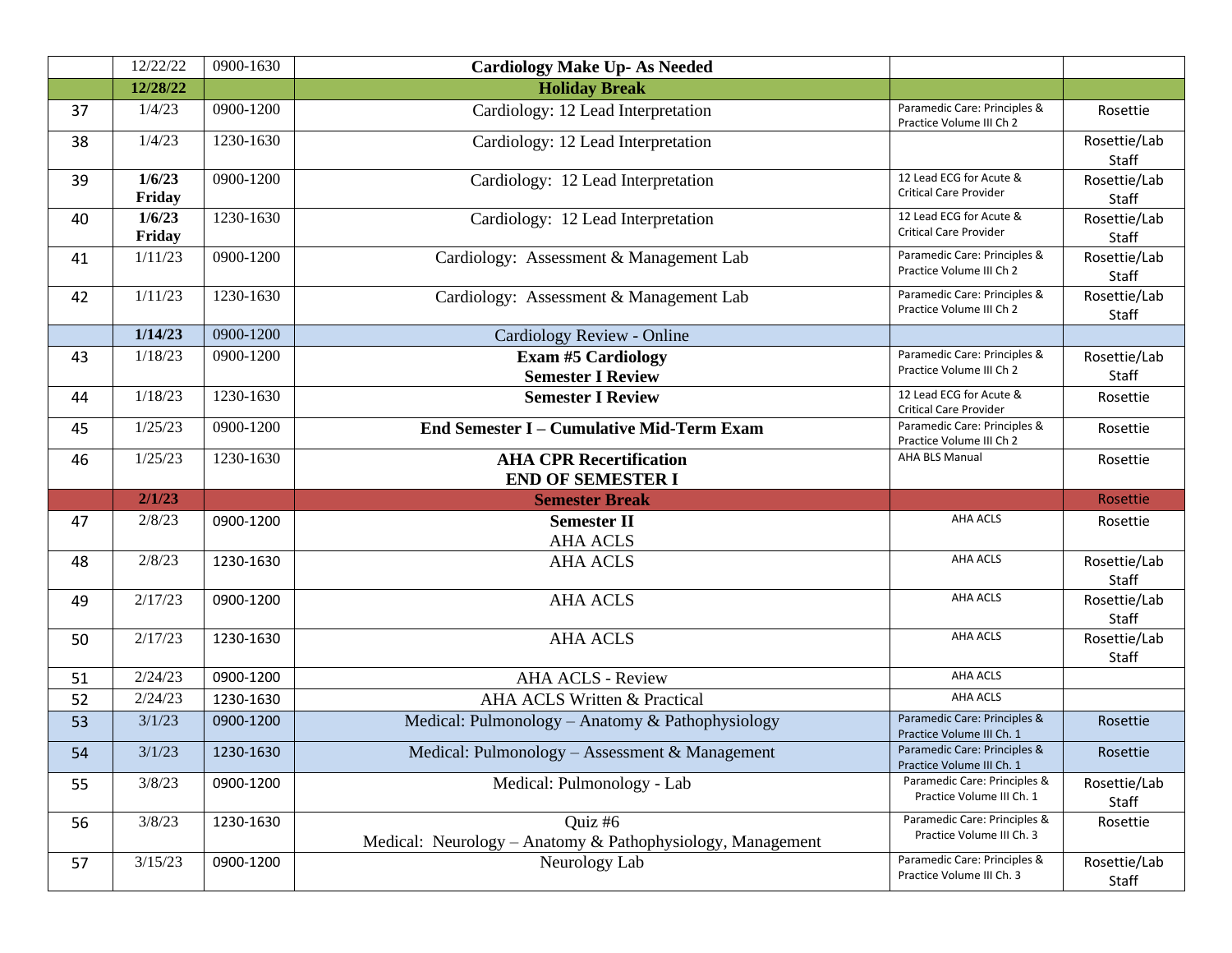|  | 12/22/22 | 0900-1630 | **Cardiology Make Up- As Needed** |  |  |
|---|---|---|---|---|---|
|  | **12/28/22** |  | **Holiday Break** |  |  |
| 37 | 1/4/23 | 0900-1200 | Cardiology: 12 Lead Interpretation | Paramedic Care: Principles & Practice Volume III Ch 2 | Rosettie |
| 38 | 1/4/23 | 1230-1630 | Cardiology: 12 Lead Interpretation |  | Rosettie/Lab Staff |
| 39 | **1/6/23 Friday** | 0900-1200 | Cardiology: 12 Lead Interpretation | 12 Lead ECG for Acute & Critical Care Provider | Rosettie/Lab Staff |
| 40 | **1/6/23 Friday** | 1230-1630 | Cardiology: 12 Lead Interpretation | 12 Lead ECG for Acute & Critical Care Provider | Rosettie/Lab Staff |
| 41 | 1/11/23 | 0900-1200 | Cardiology: Assessment & Management Lab | Paramedic Care: Principles & Practice Volume III Ch 2 | Rosettie/Lab Staff |
| 42 | 1/11/23 | 1230-1630 | Cardiology: Assessment & Management Lab | Paramedic Care: Principles & Practice Volume III Ch 2 | Rosettie/Lab Staff |
|  | **1/14/23** | 0900-1200 | Cardiology Review - Online |  |  |
| 43 | 1/18/23 | 0900-1200 | **Exam #5 Cardiology Semester I Review** | Paramedic Care: Principles & Practice Volume III Ch 2 | Rosettie/Lab Staff |
| 44 | 1/18/23 | 1230-1630 | **Semester I Review** | 12 Lead ECG for Acute & Critical Care Provider | Rosettie |
| 45 | 1/25/23 | 0900-1200 | **End Semester I – Cumulative Mid-Term Exam** | Paramedic Care: Principles & Practice Volume III Ch 2 | Rosettie |
| 46 | 1/25/23 | 1230-1630 | **AHA CPR Recertification END OF SEMESTER I** | AHA BLS Manual | Rosettie |
|  | **2/1/23** |  | **Semester Break** |  | Rosettie |
| 47 | 2/8/23 | 0900-1200 | **Semester II** AHA ACLS | AHA ACLS | Rosettie |
| 48 | 2/8/23 | 1230-1630 | AHA ACLS | AHA ACLS | Rosettie/Lab Staff |
| 49 | 2/17/23 | 0900-1200 | AHA ACLS | AHA ACLS | Rosettie/Lab Staff |
| 50 | 2/17/23 | 1230-1630 | AHA ACLS | AHA ACLS | Rosettie/Lab Staff |
| 51 | 2/24/23 | 0900-1200 | AHA ACLS - Review | AHA ACLS |  |
| 52 | 2/24/23 | 1230-1630 | AHA ACLS Written & Practical | AHA ACLS |  |
| 53 | 3/1/23 | 0900-1200 | Medical: Pulmonology – Anatomy & Pathophysiology | Paramedic Care: Principles & Practice Volume III Ch. 1 | Rosettie |
| 54 | 3/1/23 | 1230-1630 | Medical: Pulmonology – Assessment & Management | Paramedic Care: Principles & Practice Volume III Ch. 1 | Rosettie |
| 55 | 3/8/23 | 0900-1200 | Medical: Pulmonology - Lab | Paramedic Care: Principles & Practice Volume III Ch. 1 | Rosettie/Lab Staff |
| 56 | 3/8/23 | 1230-1630 | Quiz #6 Medical: Neurology – Anatomy & Pathophysiology, Management | Paramedic Care: Principles & Practice Volume III Ch. 3 | Rosettie |
| 57 | 3/15/23 | 0900-1200 | Neurology Lab | Paramedic Care: Principles & Practice Volume III Ch. 3 | Rosettie/Lab Staff |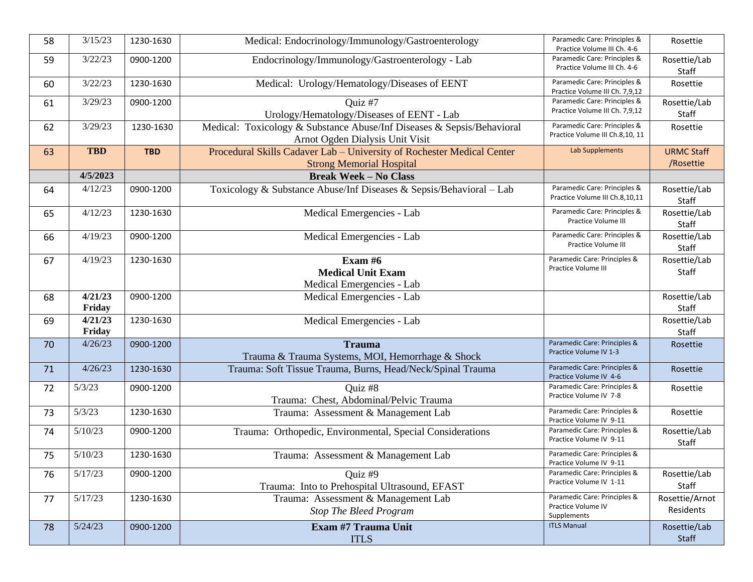| 58 | 3/15/23 | 1230-1630 | Medical: Endocrinology/Immunology/Gastroenterology | Paramedic Care: Principles & Practice Volume III Ch. 4-6 | Rosettie |
|---|---|---|---|---|---|
| 59 | 3/22/23 | 0900-1200 | Endocrinology/Immunology/Gastroenterology - Lab | Paramedic Care: Principles & Practice Volume III Ch. 4-6 | Rosettie/Lab Staff |
| 60 | 3/22/23 | 1230-1630 | Medical: Urology/Hematology/Diseases of EENT | Paramedic Care: Principles & Practice Volume III Ch. 7,9,12 | Rosettie |
| 61 | 3/29/23 | 0900-1200 | Quiz #7<br>Urology/Hematology/Diseases of EENT - Lab | Paramedic Care: Principles & Practice Volume III Ch. 7,9,12 | Rosettie/Lab Staff |
| 62 | 3/29/23 | 1230-1630 | Medical: Toxicology & Substance Abuse/Inf Diseases & Sepsis/Behavioral<br>Arnot Ogden Dialysis Unit Visit | Paramedic Care: Principles & Practice Volume III Ch.8,10, 11 | Rosettie |
| 63 | **TBD** | **TBD** | Procedural Skills Cadaver Lab – University of Rochester Medical Center<br>Strong Memorial Hospital | Lab Supplements | URMC Staff /Rosettie |
| | **4/5/2023** | | **Break Week – No Class** | | |
| 64 | 4/12/23 | 0900-1200 | Toxicology & Substance Abuse/Inf Diseases & Sepsis/Behavioral – Lab | Paramedic Care: Principles & Practice Volume III Ch.8,10,11 | Rosettie/Lab Staff |
| 65 | 4/12/23 | 1230-1630 | Medical Emergencies - Lab | Paramedic Care: Principles & Practice Volume III | Rosettie/Lab Staff |
| 66 | 4/19/23 | 0900-1200 | Medical Emergencies - Lab | Paramedic Care: Principles & Practice Volume III | Rosettie/Lab Staff |
| 67 | 4/19/23 | 1230-1630 | **Exam #6**<br>**Medical Unit Exam**<br>Medical Emergencies - Lab | Paramedic Care: Principles & Practice Volume III | Rosettie/Lab Staff |
| 68 | **4/21/23 Friday** | 0900-1200 | Medical Emergencies - Lab | | Rosettie/Lab Staff |
| 69 | **4/21/23 Friday** | 1230-1630 | Medical Emergencies - Lab | | Rosettie/Lab Staff |
| 70 | 4/26/23 | 0900-1200 | **Trauma**<br>Trauma & Trauma Systems, MOI, Hemorrhage & Shock | Paramedic Care: Principles & Practice Volume IV 1-3 | Rosettie |
| 71 | 4/26/23 | 1230-1630 | Trauma: Soft Tissue Trauma, Burns, Head/Neck/Spinal Trauma | Paramedic Care: Principles & Practice Volume IV 4-6 | Rosettie |
| 72 | 5/3/23 | 0900-1200 | Quiz #8<br>Trauma: Chest, Abdominal/Pelvic Trauma | Paramedic Care: Principles & Practice Volume IV 7-8 | Rosettie |
| 73 | 5/3/23 | 1230-1630 | Trauma: Assessment & Management Lab | Paramedic Care: Principles & Practice Volume IV 9-11 | Rosettie |
| 74 | 5/10/23 | 0900-1200 | Trauma: Orthopedic, Environmental, Special Considerations | Paramedic Care: Principles & Practice Volume IV 9-11 | Rosettie/Lab Staff |
| 75 | 5/10/23 | 1230-1630 | Trauma: Assessment & Management Lab | Paramedic Care: Principles & Practice Volume IV 9-11 | |
| 76 | 5/17/23 | 0900-1200 | Quiz #9<br>Trauma: Into to Prehospital Ultrasound, EFAST | Paramedic Care: Principles & Practice Volume IV 1-11 | Rosettie/Lab Staff |
| 77 | 5/17/23 | 1230-1630 | Trauma: Assessment & Management Lab<br>*Stop The Bleed Program* | Paramedic Care: Principles & Practice Volume IV Supplements | Rosettie/Arnot Residents |
| 78 | 5/24/23 | 0900-1200 | **Exam #7 Trauma Unit**<br>ITLS | ITLS Manual | Rosettie/Lab Staff |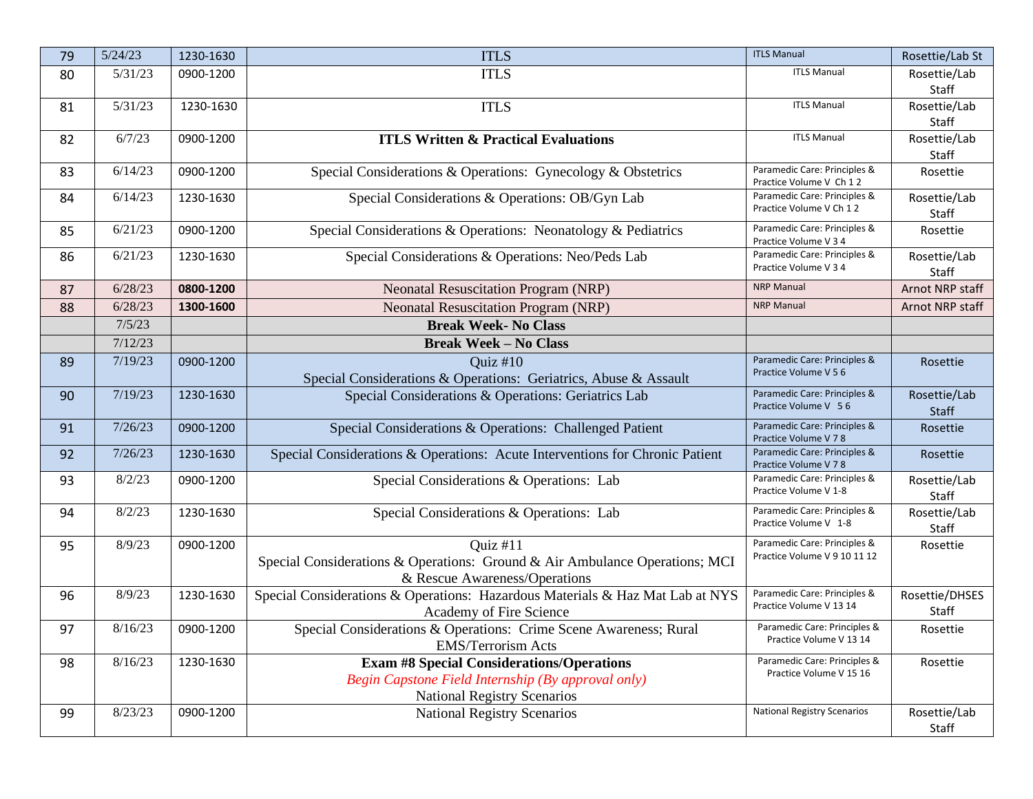| 79 | 5/24/23 | 1230-1630 | ITLS | ITLS Manual | Rosettie/Lab St |
|---|---|---|---|---|---|
| 80 | 5/31/23 | 0900-1200 | ITLS | ITLS Manual | Rosettie/Lab Staff |
| 81 | 5/31/23 | 1230-1630 | ITLS | ITLS Manual | Rosettie/Lab Staff |
| 82 | 6/7/23 | 0900-1200 | **ITLS Written & Practical Evaluations** | ITLS Manual | Rosettie/Lab Staff |
| 83 | 6/14/23 | 0900-1200 | Special Considerations & Operations: Gynecology & Obstetrics | Paramedic Care: Principles & Practice Volume V Ch 1 2 | Rosettie |
| 84 | 6/14/23 | 1230-1630 | Special Considerations & Operations: OB/Gyn Lab | Paramedic Care: Principles & Practice Volume V Ch 1 2 | Rosettie/Lab Staff |
| 85 | 6/21/23 | 0900-1200 | Special Considerations & Operations: Neonatology & Pediatrics | Paramedic Care: Principles & Practice Volume V 3 4 | Rosettie |
| 86 | 6/21/23 | 1230-1630 | Special Considerations & Operations: Neo/Peds Lab | Paramedic Care: Principles & Practice Volume V 3 4 | Rosettie/Lab Staff |
| 87 | 6/28/23 | **0800-1200** | Neonatal Resuscitation Program (NRP) | NRP Manual | Arnot NRP staff |
| 88 | 6/28/23 | **1300-1600** | Neonatal Resuscitation Program (NRP) | NRP Manual | Arnot NRP staff |
| | 7/5/23 | | **Break Week- No Class** | | |
| | 7/12/23 | | **Break Week – No Class** | | |
| 89 | 7/19/23 | 0900-1200 | Quiz #10<br>Special Considerations & Operations: Geriatrics, Abuse & Assault | Paramedic Care: Principles & Practice Volume V 5 6 | Rosettie |
| 90 | 7/19/23 | 1230-1630 | Special Considerations & Operations: Geriatrics Lab | Paramedic Care: Principles & Practice Volume V 5 6 | Rosettie/Lab Staff |
| 91 | 7/26/23 | 0900-1200 | Special Considerations & Operations: Challenged Patient | Paramedic Care: Principles & Practice Volume V 7 8 | Rosettie |
| 92 | 7/26/23 | 1230-1630 | Special Considerations & Operations: Acute Interventions for Chronic Patient | Paramedic Care: Principles & Practice Volume V 7 8 | Rosettie |
| 93 | 8/2/23 | 0900-1200 | Special Considerations & Operations: Lab | Paramedic Care: Principles & Practice Volume V 1-8 | Rosettie/Lab Staff |
| 94 | 8/2/23 | 1230-1630 | Special Considerations & Operations: Lab | Paramedic Care: Principles & Practice Volume V 1-8 | Rosettie/Lab Staff |
| 95 | 8/9/23 | 0900-1200 | Quiz #11<br>Special Considerations & Operations: Ground & Air Ambulance Operations; MCI & Rescue Awareness/Operations | Paramedic Care: Principles & Practice Volume V 9 10 11 12 | Rosettie |
| 96 | 8/9/23 | 1230-1630 | Special Considerations & Operations: Hazardous Materials & Haz Mat Lab at NYS Academy of Fire Science | Paramedic Care: Principles & Practice Volume V 13 14 | Rosettie/DHSES Staff |
| 97 | 8/16/23 | 0900-1200 | Special Considerations & Operations: Crime Scene Awareness; Rural EMS/Terrorism Acts | Paramedic Care: Principles & Practice Volume V 13 14 | Rosettie |
| 98 | 8/16/23 | 1230-1630 | **Exam #8 Special Considerations/Operations**<br>*Begin Capstone Field Internship (By approval only)*<br>National Registry Scenarios | Paramedic Care: Principles & Practice Volume V 15 16 | Rosettie |
| 99 | 8/23/23 | 0900-1200 | National Registry Scenarios | National Registry Scenarios | Rosettie/Lab Staff |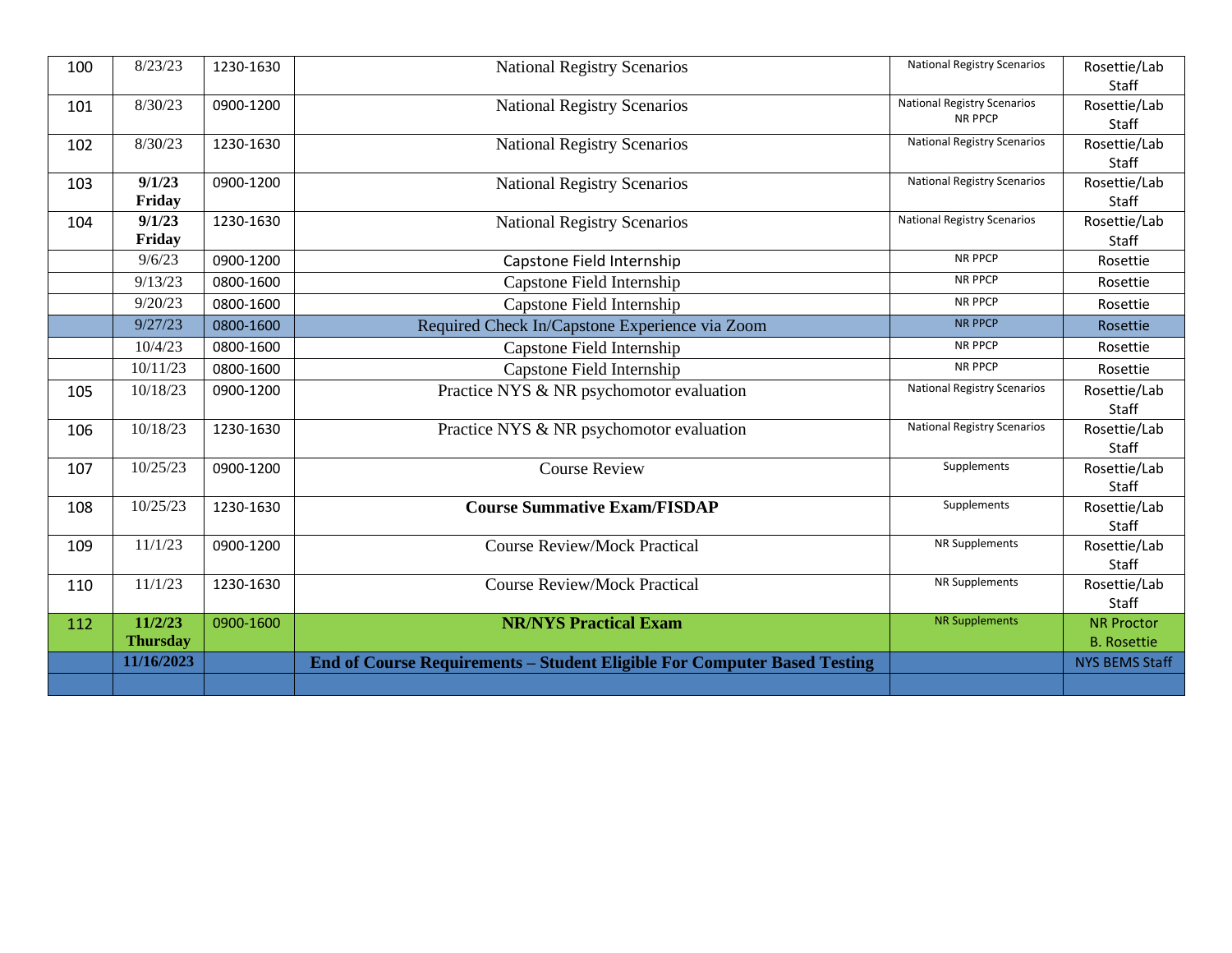| | | | | | |
|---|---|---|---|---|---|
| 100 | 8/23/23 | 1230-1630 | National Registry Scenarios | National Registry Scenarios | Rosettie/Lab Staff |
| 101 | 8/30/23 | 0900-1200 | National Registry Scenarios | National Registry Scenarios NR PPCP | Rosettie/Lab Staff |
| 102 | 8/30/23 | 1230-1630 | National Registry Scenarios | National Registry Scenarios | Rosettie/Lab Staff |
| 103 | **9/1/23 Friday** | 0900-1200 | National Registry Scenarios | National Registry Scenarios | Rosettie/Lab Staff |
| 104 | **9/1/23 Friday** | 1230-1630 | National Registry Scenarios | National Registry Scenarios | Rosettie/Lab Staff |
| | 9/6/23 | 0900-1200 | Capstone Field Internship | NR PPCP | Rosettie |
| | 9/13/23 | 0800-1600 | Capstone Field Internship | NR PPCP | Rosettie |
| | 9/20/23 | 0800-1600 | Capstone Field Internship | NR PPCP | Rosettie |
| | 9/27/23 | 0800-1600 | Required Check In/Capstone Experience via Zoom | NR PPCP | Rosettie |
| | 10/4/23 | 0800-1600 | Capstone Field Internship | NR PPCP | Rosettie |
| | 10/11/23 | 0800-1600 | Capstone Field Internship | NR PPCP | Rosettie |
| 105 | 10/18/23 | 0900-1200 | Practice NYS & NR psychomotor evaluation | National Registry Scenarios | Rosettie/Lab Staff |
| 106 | 10/18/23 | 1230-1630 | Practice NYS & NR psychomotor evaluation | National Registry Scenarios | Rosettie/Lab Staff |
| 107 | 10/25/23 | 0900-1200 | Course Review | Supplements | Rosettie/Lab Staff |
| 108 | 10/25/23 | 1230-1630 | **Course Summative Exam/FISDAP** | Supplements | Rosettie/Lab Staff |
| 109 | 11/1/23 | 0900-1200 | Course Review/Mock Practical | NR Supplements | Rosettie/Lab Staff |
| 110 | 11/1/23 | 1230-1630 | Course Review/Mock Practical | NR Supplements | Rosettie/Lab Staff |
| 112 | **11/2/23 Thursday** | 0900-1600 | **NR/NYS Practical Exam** | NR Supplements | NR Proctor B. Rosettie |
| | **11/16/2023** | | **End of Course Requirements – Student Eligible For Computer Based Testing** | | NYS BEMS Staff |
| | | | | | |